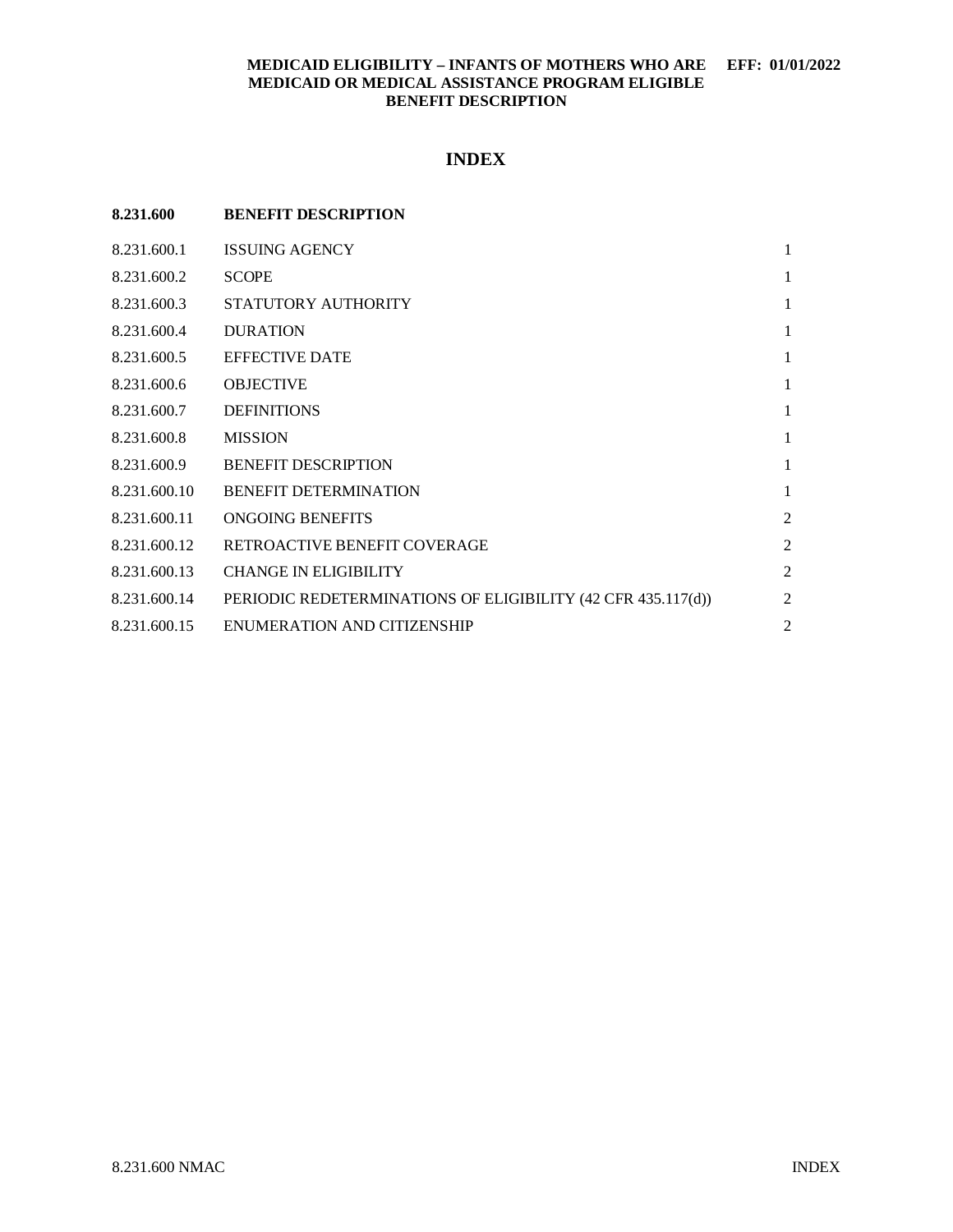**MEDICAID ELIGIBILITY – INFANTS OF MOTHERS WHO ARE MEDICAID OR MEDICAL ASSISTANCE PROGRAM ELIGIBLE BENEFIT DESCRIPTION** **EFF: 01/01/2022**

# INDEX

| | | |
|---|---|---|
| **8.231.600** | **BENEFIT DESCRIPTION** | |
| 8.231.600.1 | ISSUING AGENCY | 1 |
| 8.231.600.2 | SCOPE | 1 |
| 8.231.600.3 | STATUTORY AUTHORITY | 1 |
| 8.231.600.4 | DURATION | 1 |
| 8.231.600.5 | EFFECTIVE DATE | 1 |
| 8.231.600.6 | OBJECTIVE | 1 |
| 8.231.600.7 | DEFINITIONS | 1 |
| 8.231.600.8 | MISSION | 1 |
| 8.231.600.9 | BENEFIT DESCRIPTION | 1 |
| 8.231.600.10 | BENEFIT DETERMINATION | 1 |
| 8.231.600.11 | ONGOING BENEFITS | 2 |
| 8.231.600.12 | RETROACTIVE BENEFIT COVERAGE | 2 |
| 8.231.600.13 | CHANGE IN ELIGIBILITY | 2 |
| 8.231.600.14 | PERIODIC REDETERMINATIONS OF ELIGIBILITY (42 CFR 435.117(d)) | 2 |
| 8.231.600.15 | ENUMERATION AND CITIZENSHIP | 2 |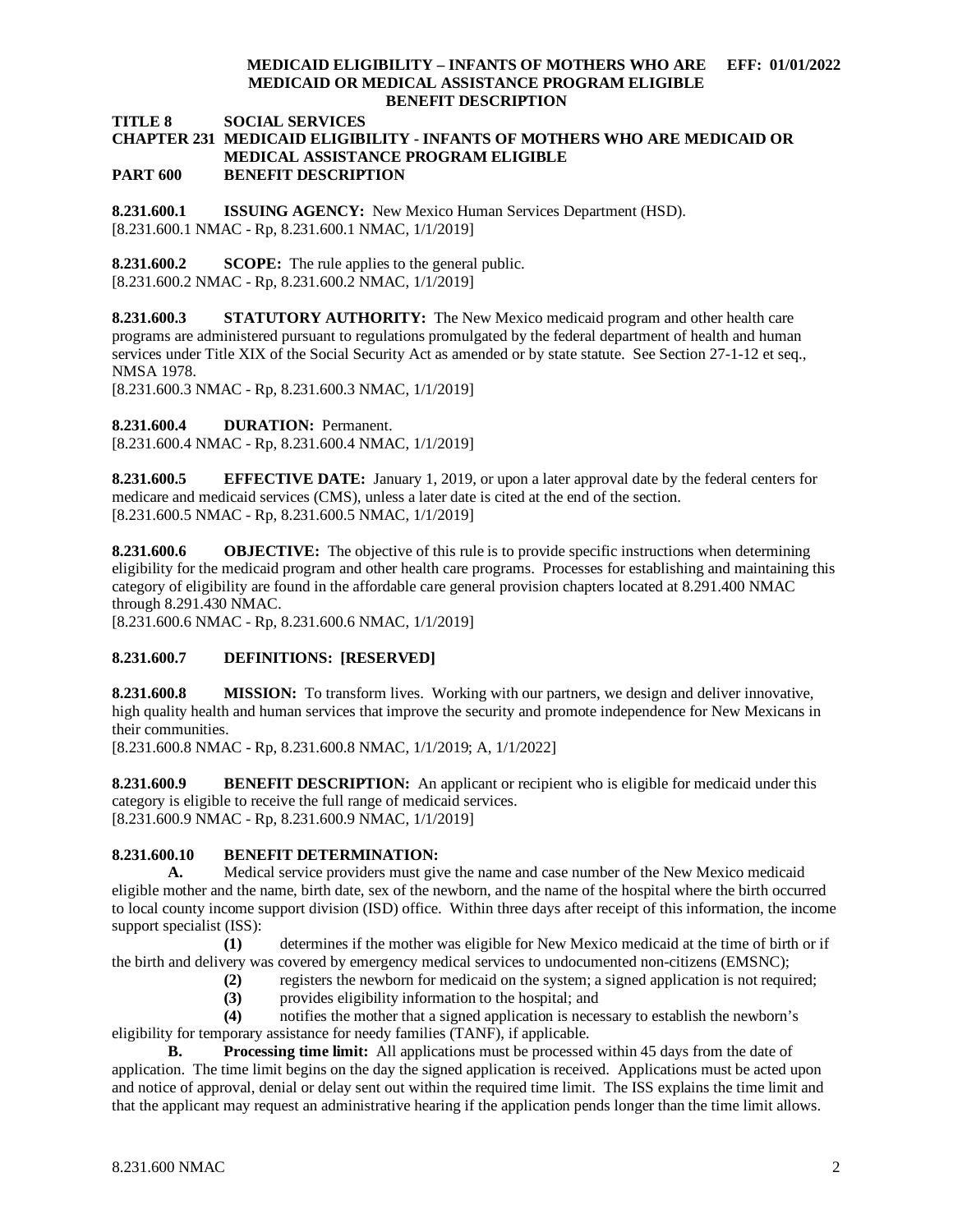**TITLE 8 SOCIAL SERVICES**
**CHAPTER 231 MEDICAID ELIGIBILITY - INFANTS OF MOTHERS WHO ARE MEDICAID OR MEDICAL ASSISTANCE PROGRAM ELIGIBLE**
**PART 600 BENEFIT DESCRIPTION**

**8.231.600.1 ISSUING AGENCY:** New Mexico Human Services Department (HSD).
[8.231.600.1 NMAC - Rp, 8.231.600.1 NMAC, 1/1/2019]

**8.231.600.2 SCOPE:** The rule applies to the general public.
[8.231.600.2 NMAC - Rp, 8.231.600.2 NMAC, 1/1/2019]

**8.231.600.3 STATUTORY AUTHORITY:** The New Mexico medicaid program and other health care programs are administered pursuant to regulations promulgated by the federal department of health and human services under Title XIX of the Social Security Act as amended or by state statute. See Section 27-1-12 et seq., NMSA 1978.
[8.231.600.3 NMAC - Rp, 8.231.600.3 NMAC, 1/1/2019]

**8.231.600.4 DURATION:** Permanent.
[8.231.600.4 NMAC - Rp, 8.231.600.4 NMAC, 1/1/2019]

**8.231.600.5 EFFECTIVE DATE:** January 1, 2019, or upon a later approval date by the federal centers for medicare and medicaid services (CMS), unless a later date is cited at the end of the section.
[8.231.600.5 NMAC - Rp, 8.231.600.5 NMAC, 1/1/2019]

**8.231.600.6 OBJECTIVE:** The objective of this rule is to provide specific instructions when determining eligibility for the medicaid program and other health care programs. Processes for establishing and maintaining this category of eligibility are found in the affordable care general provision chapters located at 8.291.400 NMAC through 8.291.430 NMAC.
[8.231.600.6 NMAC - Rp, 8.231.600.6 NMAC, 1/1/2019]

**8.231.600.7 DEFINITIONS: [RESERVED]**

**8.231.600.8 MISSION:** To transform lives. Working with our partners, we design and deliver innovative, high quality health and human services that improve the security and promote independence for New Mexicans in their communities.
[8.231.600.8 NMAC - Rp, 8.231.600.8 NMAC, 1/1/2019; A, 1/1/2022]

**8.231.600.9 BENEFIT DESCRIPTION:** An applicant or recipient who is eligible for medicaid under this category is eligible to receive the full range of medicaid services.
[8.231.600.9 NMAC - Rp, 8.231.600.9 NMAC, 1/1/2019]

**8.231.600.10 BENEFIT DETERMINATION:**

**A.** Medical service providers must give the name and case number of the New Mexico medicaid eligible mother and the name, birth date, sex of the newborn, and the name of the hospital where the birth occurred to local county income support division (ISD) office. Within three days after receipt of this information, the income support specialist (ISS):

**(1)** determines if the mother was eligible for New Mexico medicaid at the time of birth or if the birth and delivery was covered by emergency medical services to undocumented non-citizens (EMSNC);

**(2)** registers the newborn for medicaid on the system; a signed application is not required;

**(3)** provides eligibility information to the hospital; and

**(4)** notifies the mother that a signed application is necessary to establish the newborn's eligibility for temporary assistance for needy families (TANF), if applicable.

**B. Processing time limit:** All applications must be processed within 45 days from the date of application. The time limit begins on the day the signed application is received. Applications must be acted upon and notice of approval, denial or delay sent out within the required time limit. The ISS explains the time limit and that the applicant may request an administrative hearing if the application pends longer than the time limit allows.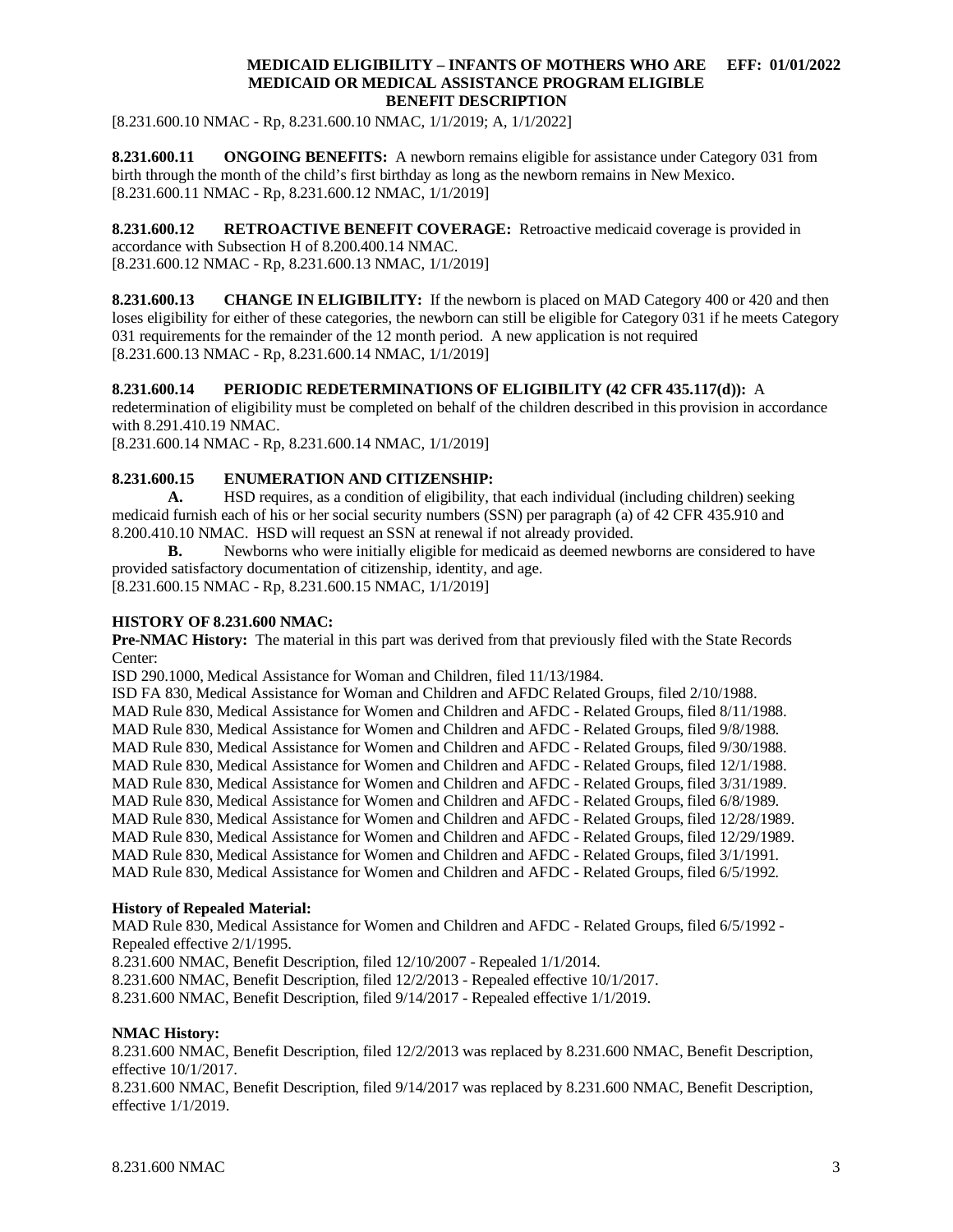[8.231.600.10 NMAC - Rp, 8.231.600.10 NMAC, 1/1/2019; A, 1/1/2022]

**8.231.600.11 ONGOING BENEFITS:** A newborn remains eligible for assistance under Category 031 from birth through the month of the child's first birthday as long as the newborn remains in New Mexico.
[8.231.600.11 NMAC - Rp, 8.231.600.12 NMAC, 1/1/2019]

**8.231.600.12 RETROACTIVE BENEFIT COVERAGE:** Retroactive medicaid coverage is provided in accordance with Subsection H of 8.200.400.14 NMAC.
[8.231.600.12 NMAC - Rp, 8.231.600.13 NMAC, 1/1/2019]

**8.231.600.13 CHANGE IN ELIGIBILITY:** If the newborn is placed on MAD Category 400 or 420 and then loses eligibility for either of these categories, the newborn can still be eligible for Category 031 if he meets Category 031 requirements for the remainder of the 12 month period. A new application is not required
[8.231.600.13 NMAC - Rp, 8.231.600.14 NMAC, 1/1/2019]

**8.231.600.14 PERIODIC REDETERMINATIONS OF ELIGIBILITY (42 CFR 435.117(d)):** A redetermination of eligibility must be completed on behalf of the children described in this provision in accordance with 8.291.410.19 NMAC.
[8.231.600.14 NMAC - Rp, 8.231.600.14 NMAC, 1/1/2019]

**8.231.600.15 ENUMERATION AND CITIZENSHIP:**

**A.** HSD requires, as a condition of eligibility, that each individual (including children) seeking medicaid furnish each of his or her social security numbers (SSN) per paragraph (a) of 42 CFR 435.910 and 8.200.410.10 NMAC. HSD will request an SSN at renewal if not already provided.

**B.** Newborns who were initially eligible for medicaid as deemed newborns are considered to have provided satisfactory documentation of citizenship, identity, and age.
[8.231.600.15 NMAC - Rp, 8.231.600.15 NMAC, 1/1/2019]

**HISTORY OF 8.231.600 NMAC:**

**Pre-NMAC History:** The material in this part was derived from that previously filed with the State Records Center:
ISD 290.1000, Medical Assistance for Woman and Children, filed 11/13/1984.
ISD FA 830, Medical Assistance for Woman and Children and AFDC Related Groups, filed 2/10/1988.
MAD Rule 830, Medical Assistance for Women and Children and AFDC - Related Groups, filed 8/11/1988.
MAD Rule 830, Medical Assistance for Women and Children and AFDC - Related Groups, filed 9/8/1988.
MAD Rule 830, Medical Assistance for Women and Children and AFDC - Related Groups, filed 9/30/1988.
MAD Rule 830, Medical Assistance for Women and Children and AFDC - Related Groups, filed 12/1/1988.
MAD Rule 830, Medical Assistance for Women and Children and AFDC - Related Groups, filed 3/31/1989.
MAD Rule 830, Medical Assistance for Women and Children and AFDC - Related Groups, filed 6/8/1989.
MAD Rule 830, Medical Assistance for Women and Children and AFDC - Related Groups, filed 12/28/1989.
MAD Rule 830, Medical Assistance for Women and Children and AFDC - Related Groups, filed 12/29/1989.
MAD Rule 830, Medical Assistance for Women and Children and AFDC - Related Groups, filed 3/1/1991.
MAD Rule 830, Medical Assistance for Women and Children and AFDC - Related Groups, filed 6/5/1992.

**History of Repealed Material:**
MAD Rule 830, Medical Assistance for Women and Children and AFDC - Related Groups, filed 6/5/1992 - Repealed effective 2/1/1995.
8.231.600 NMAC, Benefit Description, filed 12/10/2007 - Repealed 1/1/2014.
8.231.600 NMAC, Benefit Description, filed 12/2/2013 - Repealed effective 10/1/2017.
8.231.600 NMAC, Benefit Description, filed 9/14/2017 - Repealed effective 1/1/2019.

**NMAC History:**
8.231.600 NMAC, Benefit Description, filed 12/2/2013 was replaced by 8.231.600 NMAC, Benefit Description, effective 10/1/2017.
8.231.600 NMAC, Benefit Description, filed 9/14/2017 was replaced by 8.231.600 NMAC, Benefit Description, effective 1/1/2019.